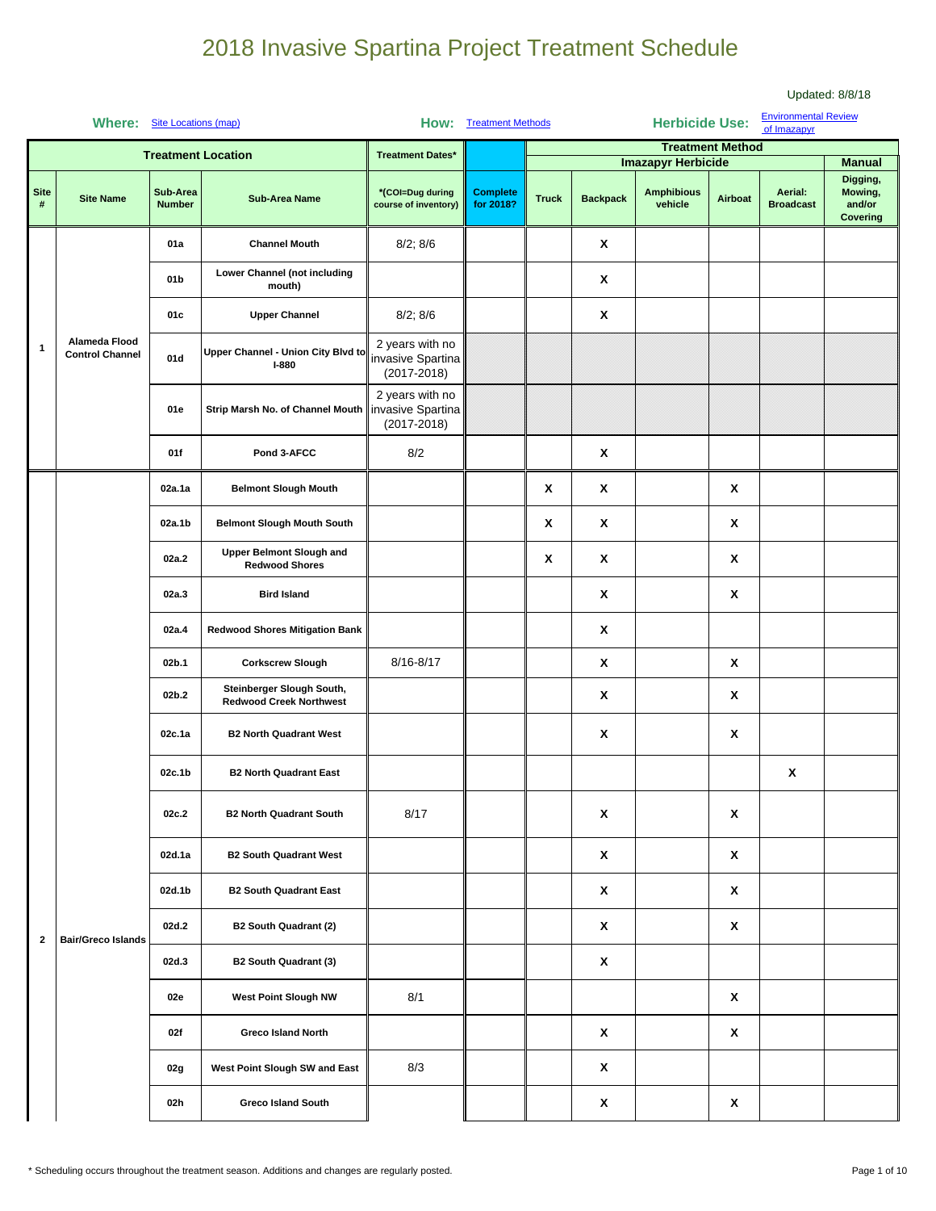# 2018 Invasive Spartina Project Treatment Schedule

Updated: 8/8/18

**Where:** Site Locations (map) **How:** Treatment Methods **Herbicide Use:** Environmental Review of Imazapyr

| Treatment Location | | | | Treatment Dates* | | Treatment Method | | | | | |
|---|---|---|---|---|---|---|---|---|---|---|---|
| | | | | | | Imazapyr Herbicide | | | | | Manual |
| Site # | Site Name | Sub-Area Number | Sub-Area Name | *(COI=Dug during course of inventory) | Complete for 2018? | Truck | Backpack | Amphibious vehicle | Airboat | Aerial: Broadcast | Digging, Mowing, and/or Covering |
| 1 | Alameda Flood Control Channel | 01a | Channel Mouth | 8/2; 8/6 | | | X | | | | |
| | | 01b | Lower Channel (not including mouth) | | | | X | | | | |
| | | 01c | Upper Channel | 8/2; 8/6 | | | X | | | | |
| | | 01d | Upper Channel - Union City Blvd to I-880 | 2 years with no invasive Spartina (2017-2018) | | | | | | | |
| | | 01e | Strip Marsh No. of Channel Mouth | 2 years with no invasive Spartina (2017-2018) | | | | | | | |
| | | 01f | Pond 3-AFCC | 8/2 | | | X | | | | |
| 2 | Bair/Greco Islands | 02a.1a | Belmont Slough Mouth | | | X | X | | X | | |
| | | 02a.1b | Belmont Slough Mouth South | | | X | X | | X | | |
| | | 02a.2 | Upper Belmont Slough and Redwood Shores | | | X | X | | X | | |
| | | 02a.3 | Bird Island | | | | X | | X | | |
| | | 02a.4 | Redwood Shores Mitigation Bank | | | | X | | | | |
| | | 02b.1 | Corkscrew Slough | 8/16-8/17 | | | X | | X | | |
| | | 02b.2 | Steinberger Slough South, Redwood Creek Northwest | | | | X | | X | | |
| | | 02c.1a | B2 North Quadrant West | | | | X | | X | | |
| | | 02c.1b | B2 North Quadrant East | | | | | | | X | |
| | | 02c.2 | B2 North Quadrant South | 8/17 | | | X | | X | | |
| | | 02d.1a | B2 South Quadrant West | | | | X | | X | | |
| | | 02d.1b | B2 South Quadrant East | | | | X | | X | | |
| | | 02d.2 | B2 South Quadrant (2) | | | | X | | X | | |
| | | 02d.3 | B2 South Quadrant (3) | | | | X | | | | |
| | | 02e | West Point Slough NW | 8/1 | | | | | X | | |
| | | 02f | Greco Island North | | | | X | | X | | |
| | | 02g | West Point Slough SW and East | 8/3 | | | X | | | | |
| | | 02h | Greco Island South | | | | X | | X | | |

\* Scheduling occurs throughout the treatment season. Additions and changes are regularly posted.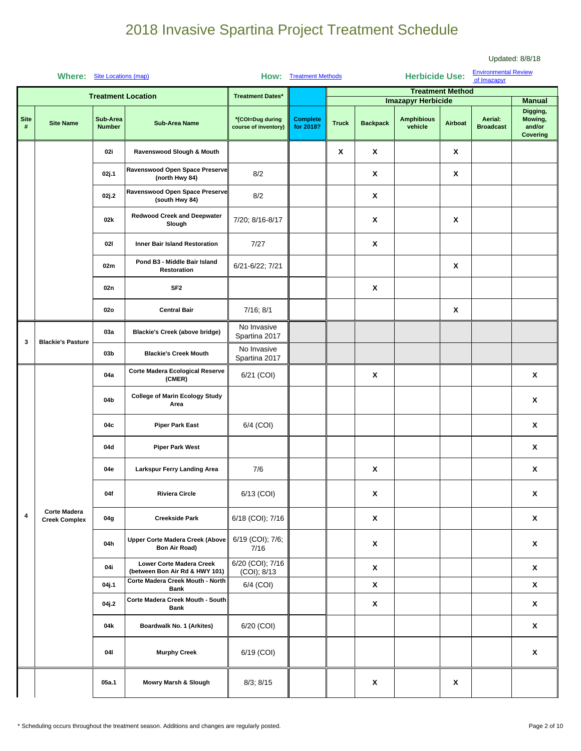# 2018 Invasive Spartina Project Treatment Schedule

Updated: 8/8/18

**Where:** Site Locations (map) **How:** Treatment Methods **Herbicide Use:** Environmental Review of Imazapyr

| Treatment Location | | | | Treatment Dates* | | Treatment Method | | | | | |
|---|---|---|---|---|---|---|---|---|---|---|---|
| | | | | | | Imazapyr Herbicide | | | | | Manual |
| Site # | Site Name | Sub-Area Number | Sub-Area Name | *(COI=Dug during course of inventory) | Complete for 2018? | Truck | Backpack | Amphibious vehicle | Airboat | Aerial: Broadcast | Digging, Mowing, and/or Covering |
| | | 02i | Ravenswood Slough & Mouth | | | X | X | | X | | |
| | | 02j.1 | Ravenswood Open Space Preserve (north Hwy 84) | 8/2 | | | X | | X | | |
| | | 02j.2 | Ravenswood Open Space Preserve (south Hwy 84) | 8/2 | | | X | | | | |
| | | 02k | Redwood Creek and Deepwater Slough | 7/20; 8/16-8/17 | | | X | | X | | |
| | | 02l | Inner Bair Island Restoration | 7/27 | | | X | | | | |
| | | 02m | Pond B3 - Middle Bair Island Restoration | 6/21-6/22; 7/21 | | | | | X | | |
| | | 02n | SF2 | | | | X | | | | |
| | | 02o | Central Bair | 7/16; 8/1 | | | | | X | | |
| 3 | Blackie's Pasture | 03a | Blackie's Creek (above bridge) | No Invasive Spartina 2017 | | | | | | | |
| | | 03b | Blackie's Creek Mouth | No Invasive Spartina 2017 | | | | | | | |
| 4 | Corte Madera Creek Complex | 04a | Corte Madera Ecological Reserve (CMER) | 6/21 (COI) | | | X | | | | X |
| | | 04b | College of Marin Ecology Study Area | | | | | | | | X |
| | | 04c | Piper Park East | 6/4 (COI) | | | | | | | X |
| | | 04d | Piper Park West | | | | | | | | X |
| | | 04e | Larkspur Ferry Landing Area | 7/6 | | | X | | | | X |
| | | 04f | Riviera Circle | 6/13 (COI) | | | X | | | | X |
| | | 04g | Creekside Park | 6/18 (COI); 7/16 | | | X | | | | X |
| | | 04h | Upper Corte Madera Creek (Above Bon Air Road) | 6/19 (COI); 7/6; 7/16 | | | X | | | | X |
| | | 04i | Lower Corte Madera Creek (between Bon Air Rd & HWY 101) | 6/20 (COI); 7/16 (COI); 8/13 | | | X | | | | X |
| | | 04j.1 | Corte Madera Creek Mouth - North Bank | 6/4 (COI) | | | X | | | | X |
| | | 04j.2 | Corte Madera Creek Mouth - South Bank | | | | X | | | | X |
| | | 04k | Boardwalk No. 1 (Arkites) | 6/20 (COI) | | | | | | | X |
| | | 04l | Murphy Creek | 6/19 (COI) | | | | | | | X |
| | | 05a.1 | Mowry Marsh & Slough | 8/3; 8/15 | | | X | | X | | |

\* Scheduling occurs throughout the treatment season. Additions and changes are regularly posted.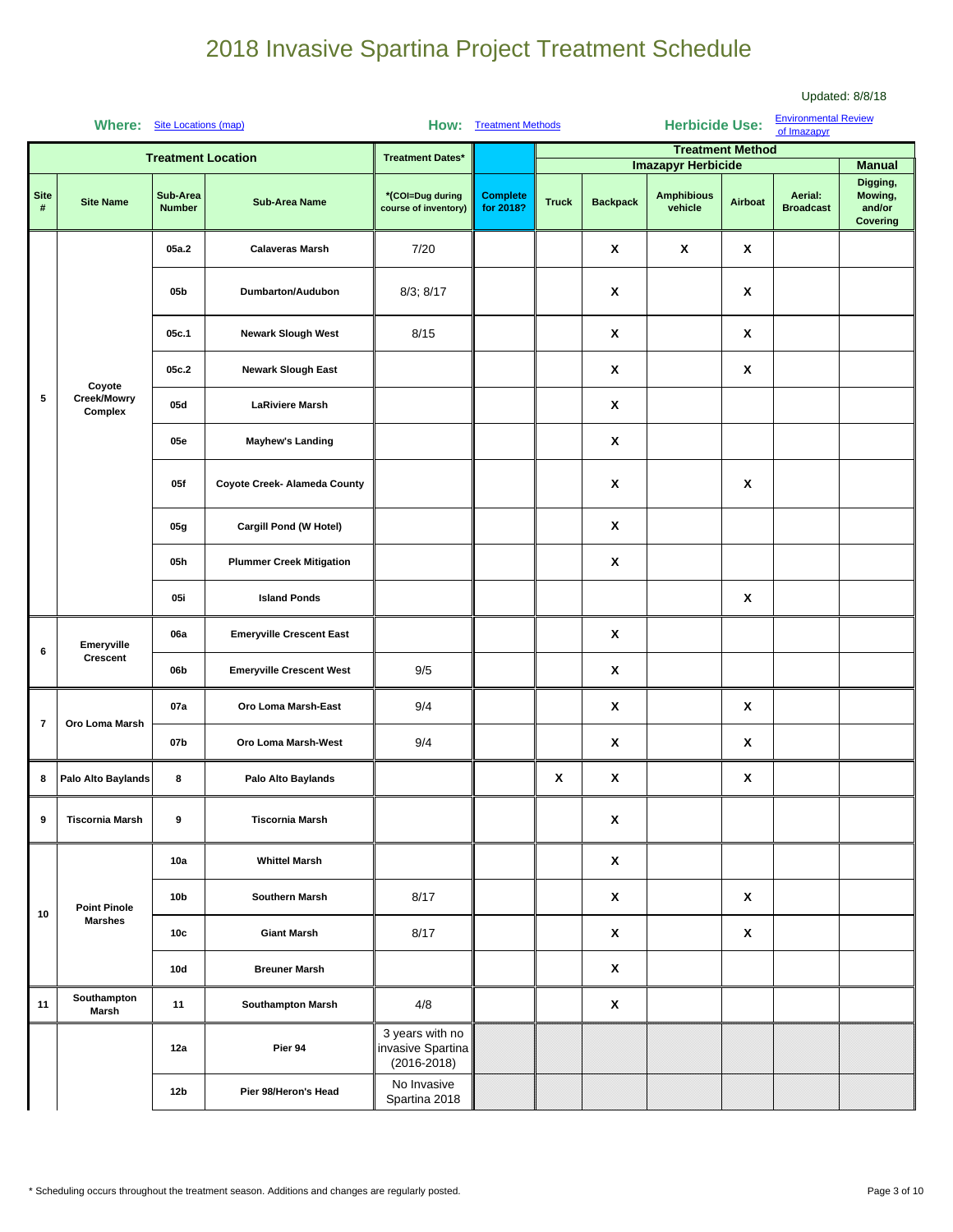# 2018 Invasive Spartina Project Treatment Schedule

Updated: 8/8/18

**Where:** Site Locations (map) **How:** Treatment Methods **Herbicide Use:** Environmental Review of Imazapyr

| Treatment Location | | | | Treatment Dates* | | Treatment Method | | | | | |
|---|---|---|---|---|---|---|---|---|---|---|---|
| | | | | | | Imazapyr Herbicide | | | | | Manual |
| Site # | Site Name | Sub-Area Number | Sub-Area Name | *(COI=Dug during course of inventory) | Complete for 2018? | Truck | Backpack | Amphibious vehicle | Airboat | Aerial: Broadcast | Digging, Mowing, and/or Covering |
| 5 | Coyote Creek/Mowry Complex | 05a.2 | Calaveras Marsh | 7/20 | | | X | X | X | | |
| | | 05b | Dumbarton/Audubon | 8/3; 8/17 | | | X | | X | | |
| | | 05c.1 | Newark Slough West | 8/15 | | | X | | X | | |
| | | 05c.2 | Newark Slough East | | | | X | | X | | |
| | | 05d | LaRiviere Marsh | | | | X | | | | |
| | | 05e | Mayhew's Landing | | | | X | | | | |
| | | 05f | Coyote Creek- Alameda County | | | | X | | X | | |
| | | 05g | Cargill Pond (W Hotel) | | | | X | | | | |
| | | 05h | Plummer Creek Mitigation | | | | X | | | | |
| | | 05i | Island Ponds | | | | | | X | | |
| 6 | Emeryville Crescent | 06a | Emeryville Crescent East | | | | X | | | | |
| | | 06b | Emeryville Crescent West | 9/5 | | | X | | | | |
| 7 | Oro Loma Marsh | 07a | Oro Loma Marsh-East | 9/4 | | | X | | X | | |
| | | 07b | Oro Loma Marsh-West | 9/4 | | | X | | X | | |
| 8 | Palo Alto Baylands | 8 | Palo Alto Baylands | | | X | X | | X | | |
| 9 | Tiscornia Marsh | 9 | Tiscornia Marsh | | | | X | | | | |
| 10 | Point Pinole Marshes | 10a | Whittel Marsh | | | | X | | | | |
| | | 10b | Southern Marsh | 8/17 | | | X | | X | | |
| | | 10c | Giant Marsh | 8/17 | | | X | | X | | |
| | | 10d | Breuner Marsh | | | | X | | | | |
| 11 | Southampton Marsh | 11 | Southampton Marsh | 4/8 | | | X | | | | |
| | | 12a | Pier 94 | 3 years with no invasive Spartina (2016-2018) | | | | | | | |
| | | 12b | Pier 98/Heron's Head | No Invasive Spartina 2018 | | | | | | | |

* Scheduling occurs throughout the treatment season. Additions and changes are regularly posted.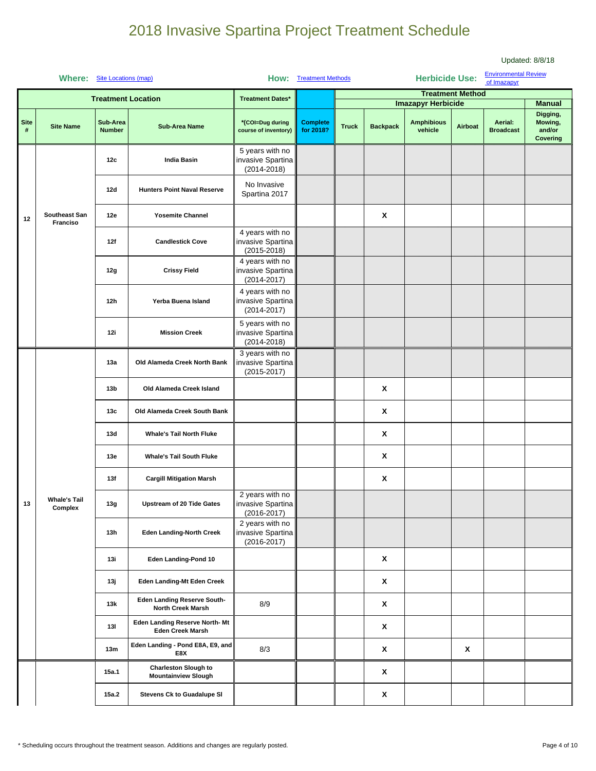# 2018 Invasive Spartina Project Treatment Schedule

Updated: 8/8/18

**Where:** Site Locations (map) **How:** Treatment Methods **Herbicide Use:** Environmental Review of Imazapyr

| Treatment Location | | | | Treatment Dates* | | Treatment Method | | | | | |
|---|---|---|---|---|---|---|---|---|---|---|---|
| | | | | | | Imazapyr Herbicide | | | | | Manual |
| Site # | Site Name | Sub-Area Number | Sub-Area Name | *(COI=Dug during course of inventory) | Complete for 2018? | Truck | Backpack | Amphibious vehicle | Airboat | Aerial: Broadcast | Digging, Mowing, and/or Covering |
| 12 | Southeast San Franciso | 12c | India Basin | 5 years with no invasive Spartina (2014-2018) | | | | | | | |
| | | 12d | Hunters Point Naval Reserve | No Invasive Spartina 2017 | | | | | | | |
| | | 12e | Yosemite Channel | | | | X | | | | |
| | | 12f | Candlestick Cove | 4 years with no invasive Spartina (2015-2018) | | | | | | | |
| | | 12g | Crissy Field | 4 years with no invasive Spartina (2014-2017) | | | | | | | |
| | | 12h | Yerba Buena Island | 4 years with no invasive Spartina (2014-2017) | | | | | | | |
| | | 12i | Mission Creek | 5 years with no invasive Spartina (2014-2018) | | | | | | | |
| 13 | Whale's Tail Complex | 13a | Old Alameda Creek North Bank | 3 years with no invasive Spartina (2015-2017) | | | | | | | |
| | | 13b | Old Alameda Creek Island | | | | X | | | | |
| | | 13c | Old Alameda Creek South Bank | | | | X | | | | |
| | | 13d | Whale's Tail North Fluke | | | | X | | | | |
| | | 13e | Whale's Tail South Fluke | | | | X | | | | |
| | | 13f | Cargill Mitigation Marsh | | | | X | | | | |
| | | 13g | Upstream of 20 Tide Gates | 2 years with no invasive Spartina (2016-2017) | | | | | | | |
| | | 13h | Eden Landing-North Creek | 2 years with no invasive Spartina (2016-2017) | | | | | | | |
| | | 13i | Eden Landing-Pond 10 | | | | X | | | | |
| | | 13j | Eden Landing-Mt Eden Creek | | | | X | | | | |
| | | 13k | Eden Landing Reserve South-North Creek Marsh | 8/9 | | | X | | | | |
| | | 13l | Eden Landing Reserve North- Mt Eden Creek Marsh | | | | X | | | | |
| | | 13m | Eden Landing - Pond E8A, E9, and E8X | 8/3 | | | X | | X | | |
| | | 15a.1 | Charleston Slough to Mountainview Slough | | | | X | | | | |
| | | 15a.2 | Stevens Ck to Guadalupe Sl | | | | X | | | | |

* Scheduling occurs throughout the treatment season. Additions and changes are regularly posted.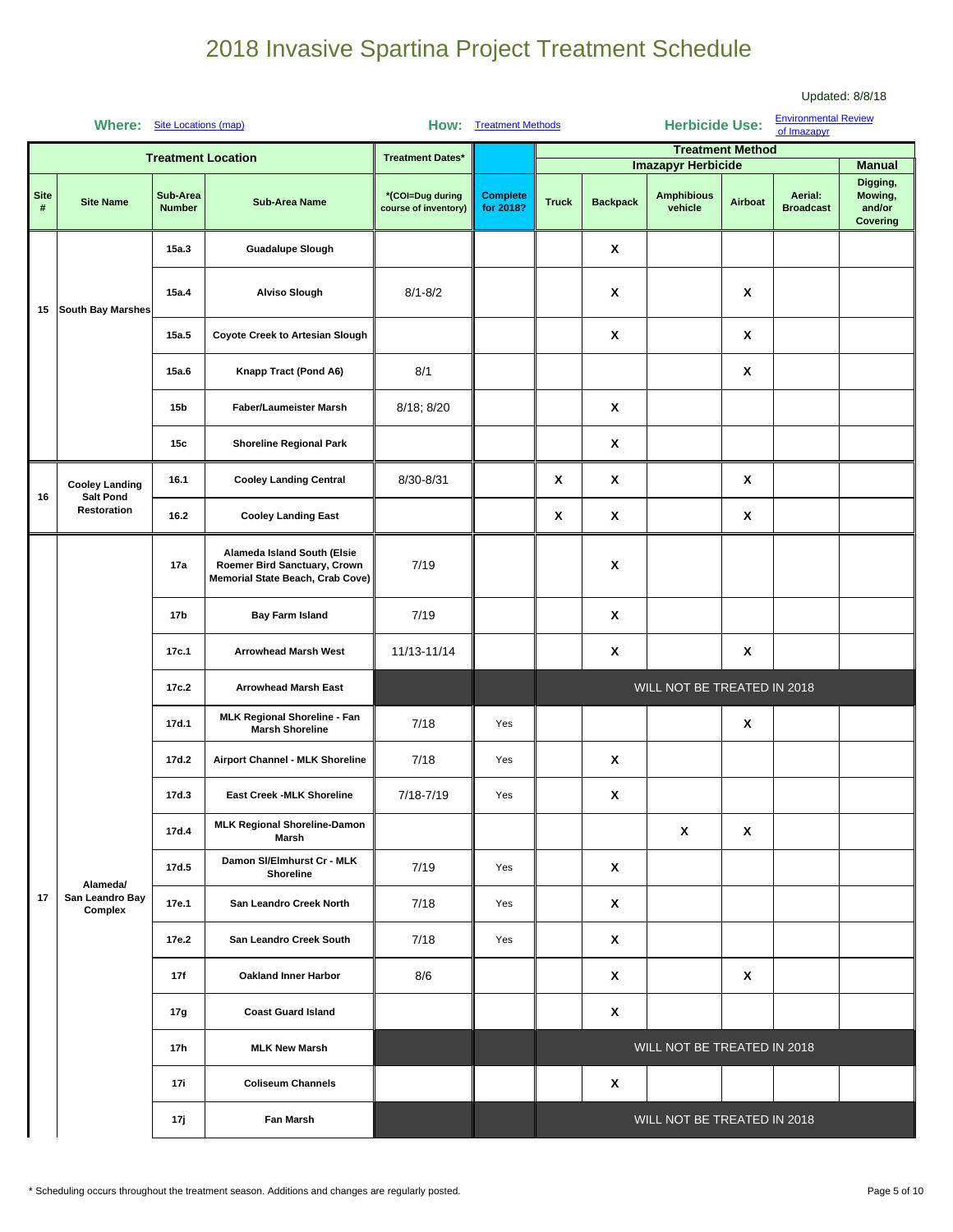# 2018 Invasive Spartina Project Treatment Schedule

Updated: 8/8/18

**Where:** Site Locations (map) **How:** Treatment Methods **Herbicide Use:** Environmental Review of Imazapyr

| Treatment Location | | | | Treatment Dates* | | Treatment Method | | | | | |
|---|---|---|---|---|---|---|---|---|---|---|---|
| | | | | | | Imazapyr Herbicide | | | | | Manual |
| Site # | Site Name | Sub-Area Number | Sub-Area Name | *(COI=Dug during course of inventory) | Complete for 2018? | Truck | Backpack | Amphibious vehicle | Airboat | Aerial: Broadcast | Digging, Mowing, and/or Covering |
| 15 | South Bay Marshes | 15a.3 | Guadalupe Slough | | | | X | | | | |
| | | 15a.4 | Alviso Slough | 8/1-8/2 | | | X | | X | | |
| | | 15a.5 | Coyote Creek to Artesian Slough | | | | X | | X | | |
| | | 15a.6 | Knapp Tract (Pond A6) | 8/1 | | | | | X | | |
| | | 15b | Faber/Laumeister Marsh | 8/18; 8/20 | | | X | | | | |
| | | 15c | Shoreline Regional Park | | | | X | | | | |
| 16 | Cooley Landing Salt Pond Restoration | 16.1 | Cooley Landing Central | 8/30-8/31 | | X | X | | X | | |
| | | 16.2 | Cooley Landing East | | | X | X | | X | | |
| 17 | Alameda/ San Leandro Bay Complex | 17a | Alameda Island South (Elsie Roemer Bird Sanctuary, Crown Memorial State Beach, Crab Cove) | 7/19 | | | X | | | | |
| | | 17b | Bay Farm Island | 7/19 | | | X | | | | |
| | | 17c.1 | Arrowhead Marsh West | 11/13-11/14 | | | X | | X | | |
| | | 17c.2 | Arrowhead Marsh East | | | WILL NOT BE TREATED IN 2018 | | | | | |
| | | 17d.1 | MLK Regional Shoreline - Fan Marsh Shoreline | 7/18 | Yes | | | | X | | |
| | | 17d.2 | Airport Channel - MLK Shoreline | 7/18 | Yes | | X | | | | |
| | | 17d.3 | East Creek -MLK Shoreline | 7/18-7/19 | Yes | | X | | | | |
| | | 17d.4 | MLK Regional Shoreline-Damon Marsh | | | | | X | X | | |
| | | 17d.5 | Damon Sl/Elmhurst Cr - MLK Shoreline | 7/19 | Yes | | X | | | | |
| | | 17e.1 | San Leandro Creek North | 7/18 | Yes | | X | | | | |
| | | 17e.2 | San Leandro Creek South | 7/18 | Yes | | X | | | | |
| | | 17f | Oakland Inner Harbor | 8/6 | | | X | | X | | |
| | | 17g | Coast Guard Island | | | | X | | | | |
| | | 17h | MLK New Marsh | | | WILL NOT BE TREATED IN 2018 | | | | | |
| | | 17i | Coliseum Channels | | | | X | | | | |
| | | 17j | Fan Marsh | | | WILL NOT BE TREATED IN 2018 | | | | | |

* Scheduling occurs throughout the treatment season. Additions and changes are regularly posted.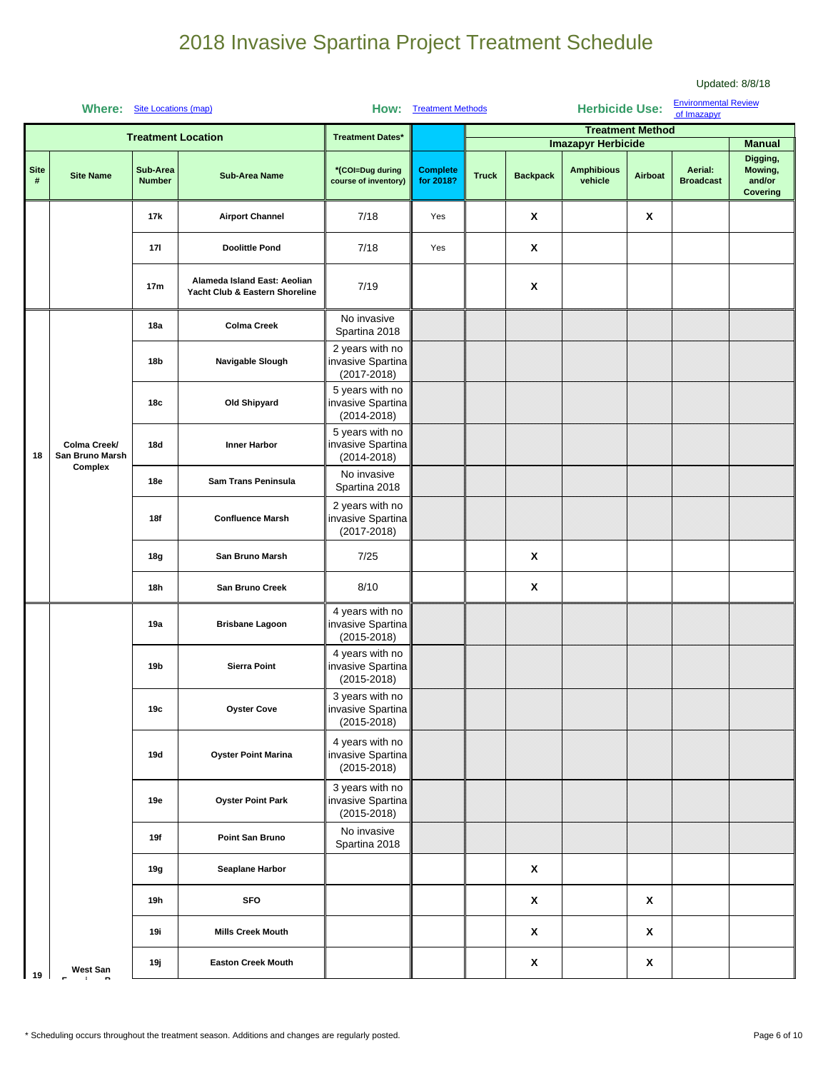# 2018 Invasive Spartina Project Treatment Schedule

Updated: 8/8/18

**Where:** Site Locations (map) **How:** Treatment Methods **Herbicide Use:** Environmental Review of Imazapyr

| Treatment Location | | | | Treatment Dates* | | Treatment Method | | | | | |
|---|---|---|---|---|---|---|---|---|---|---|---|
| | | | | | | Imazapyr Herbicide | | | | | Manual |
| Site # | Site Name | Sub-Area Number | Sub-Area Name | *(COI=Dug during course of inventory) | Complete for 2018? | Truck | Backpack | Amphibious vehicle | Airboat | Aerial: Broadcast | Digging, Mowing, and/or Covering |
| | | 17k | Airport Channel | 7/18 | Yes | | X | | X | | |
| | | 17l | Doolittle Pond | 7/18 | Yes | | X | | | | |
| | | 17m | Alameda Island East: Aeolian Yacht Club & Eastern Shoreline | 7/19 | | | X | | | | |
| 18 | Colma Creek/ San Bruno Marsh Complex | 18a | Colma Creek | No invasive Spartina 2018 | | | | | | | |
| | | 18b | Navigable Slough | 2 years with no invasive Spartina (2017-2018) | | | | | | | |
| | | 18c | Old Shipyard | 5 years with no invasive Spartina (2014-2018) | | | | | | | |
| | | 18d | Inner Harbor | 5 years with no invasive Spartina (2014-2018) | | | | | | | |
| | | 18e | Sam Trans Peninsula | No invasive Spartina 2018 | | | | | | | |
| | | 18f | Confluence Marsh | 2 years with no invasive Spartina (2017-2018) | | | | | | | |
| | | 18g | San Bruno Marsh | 7/25 | | | X | | | | |
| | | 18h | San Bruno Creek | 8/10 | | | X | | | | |
| 19 | West San Francisco Bay | 19a | Brisbane Lagoon | 4 years with no invasive Spartina (2015-2018) | | | | | | | |
| | | 19b | Sierra Point | 4 years with no invasive Spartina (2015-2018) | | | | | | | |
| | | 19c | Oyster Cove | 3 years with no invasive Spartina (2015-2018) | | | | | | | |
| | | 19d | Oyster Point Marina | 4 years with no invasive Spartina (2015-2018) | | | | | | | |
| | | 19e | Oyster Point Park | 3 years with no invasive Spartina (2015-2018) | | | | | | | |
| | | 19f | Point San Bruno | No invasive Spartina 2018 | | | | | | | |
| | | 19g | Seaplane Harbor | | | | X | | | | |
| | | 19h | SFO | | | | X | | X | | |
| | | 19i | Mills Creek Mouth | | | | X | | X | | |
| | | 19j | Easton Creek Mouth | | | | X | | X | | |

\* Scheduling occurs throughout the treatment season. Additions and changes are regularly posted.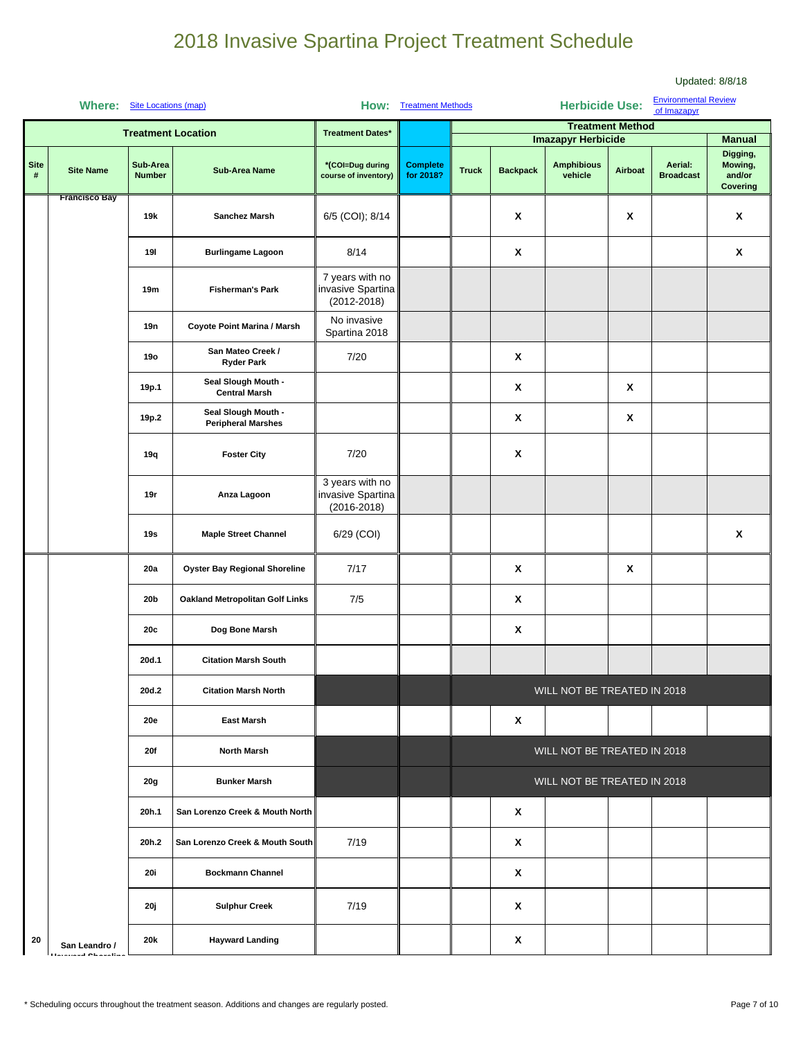# 2018 Invasive Spartina Project Treatment Schedule

Updated: 8/8/18

**Where:** Site Locations (map) **How:** Treatment Methods **Herbicide Use:** Environmental Review of Imazapyr

| Treatment Location | | | | Treatment Dates* | | Treatment Method | | | | | |
|---|---|---|---|---|---|---|---|---|---|---|---|
| | | | | | | Imazapyr Herbicide | | | | | Manual |
| Site # | Site Name | Sub-Area Number | Sub-Area Name | *(COI=Dug during course of inventory) | Complete for 2018? | Truck | Backpack | Amphibious vehicle | Airboat | Aerial: Broadcast | Digging, Mowing, and/or Covering |
| | Francisco Bay | 19k | Sanchez Marsh | 6/5 (COI); 8/14 | | | X | | X | | X |
| | | 19l | Burlingame Lagoon | 8/14 | | | X | | | | X |
| | | 19m | Fisherman's Park | 7 years with no invasive Spartina (2012-2018) | | | | | | | |
| | | 19n | Coyote Point Marina / Marsh | No invasive Spartina 2018 | | | | | | | |
| | | 19o | San Mateo Creek / Ryder Park | 7/20 | | | X | | | | |
| | | 19p.1 | Seal Slough Mouth - Central Marsh | | | | X | | X | | |
| | | 19p.2 | Seal Slough Mouth - Peripheral Marshes | | | | X | | X | | |
| | | 19q | Foster City | 7/20 | | | X | | | | |
| | | 19r | Anza Lagoon | 3 years with no invasive Spartina (2016-2018) | | | | | | | |
| | | 19s | Maple Street Channel | 6/29 (COI) | | | | | | | X |
| 20 | San Leandro / Hayward Shoreline | 20a | Oyster Bay Regional Shoreline | 7/17 | | | X | | X | | |
| | | 20b | Oakland Metropolitan Golf Links | 7/5 | | | X | | | | |
| | | 20c | Dog Bone Marsh | | | | X | | | | |
| | | 20d.1 | Citation Marsh South | | | | | | | | |
| | | 20d.2 | Citation Marsh North | | | WILL NOT BE TREATED IN 2018 | | | | | |
| | | 20e | East Marsh | | | | X | | | | |
| | | 20f | North Marsh | | | WILL NOT BE TREATED IN 2018 | | | | | |
| | | 20g | Bunker Marsh | | | WILL NOT BE TREATED IN 2018 | | | | | |
| | | 20h.1 | San Lorenzo Creek & Mouth North | | | | X | | | | |
| | | 20h.2 | San Lorenzo Creek & Mouth South | 7/19 | | | X | | | | |
| | | 20i | Bockmann Channel | | | | X | | | | |
| | | 20j | Sulphur Creek | 7/19 | | | X | | | | |
| | | 20k | Hayward Landing | | | | X | | | | |

\* Scheduling occurs throughout the treatment season. Additions and changes are regularly posted.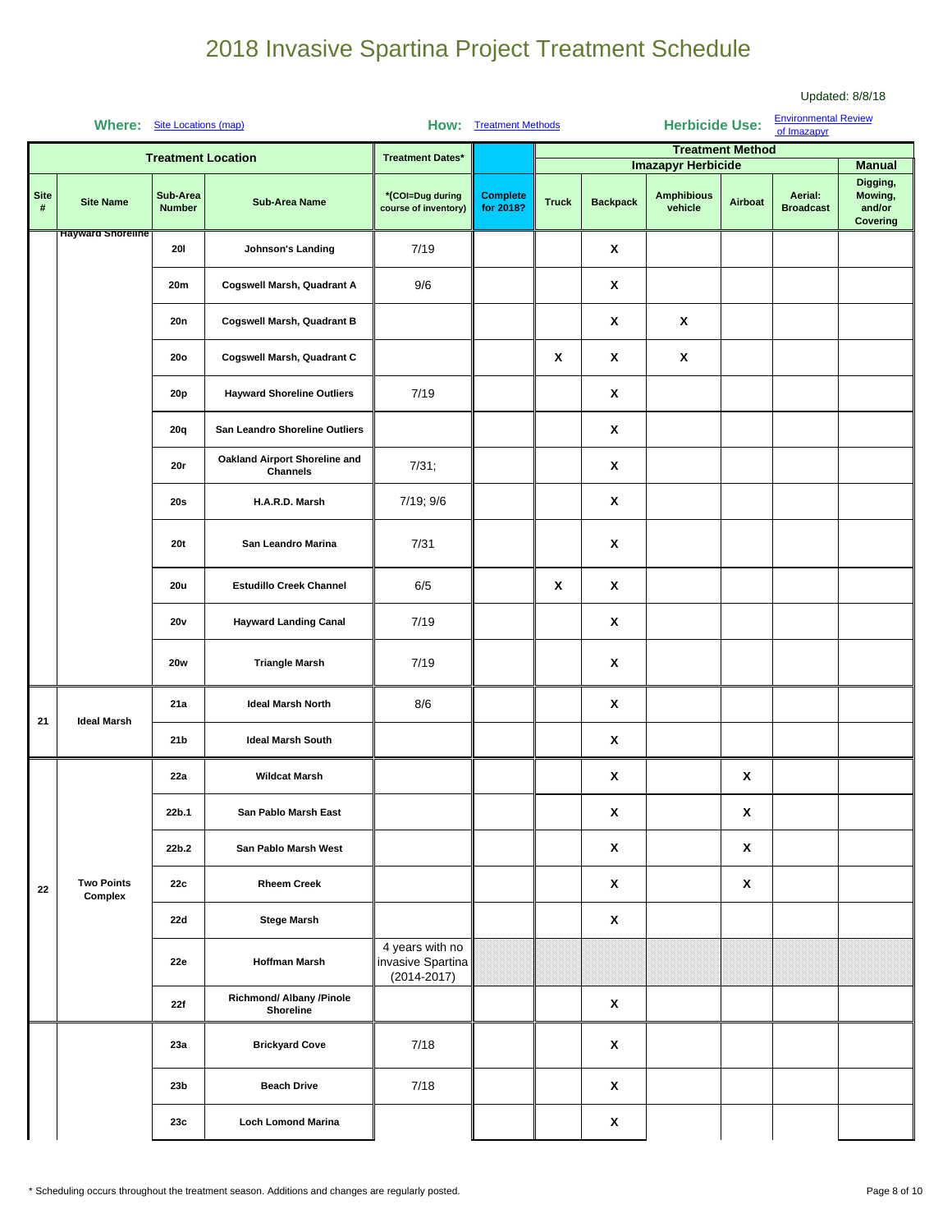# 2018 Invasive Spartina Project Treatment Schedule

Updated: 8/8/18

**Where:** Site Locations (map) **How:** Treatment Methods **Herbicide Use:** Environmental Review of Imazapyr

| Treatment Location | | | | Treatment Dates* | | Treatment Method | | | | | |
|---|---|---|---|---|---|---|---|---|---|---|---|
| | | | | | | Imazapyr Herbicide | | | | | Manual |
| Site # | Site Name | Sub-Area Number | Sub-Area Name | *(COI=Dug during course of inventory) | Complete for 2018? | Truck | Backpack | Amphibious vehicle | Airboat | Aerial: Broadcast | Digging, Mowing, and/or Covering |
| | Hayward Shoreline | 20l | Johnson's Landing | 7/19 | | | X | | | | |
| | | 20m | Cogswell Marsh, Quadrant A | 9/6 | | | X | | | | |
| | | 20n | Cogswell Marsh, Quadrant B | | | | X | X | | | |
| | | 20o | Cogswell Marsh, Quadrant C | | | X | X | X | | | |
| | | 20p | Hayward Shoreline Outliers | 7/19 | | | X | | | | |
| | | 20q | San Leandro Shoreline Outliers | | | | X | | | | |
| | | 20r | Oakland Airport Shoreline and Channels | 7/31; | | | X | | | | |
| | | 20s | H.A.R.D. Marsh | 7/19; 9/6 | | | X | | | | |
| | | 20t | San Leandro Marina | 7/31 | | | X | | | | |
| | | 20u | Estudillo Creek Channel | 6/5 | | X | X | | | | |
| | | 20v | Hayward Landing Canal | 7/19 | | | X | | | | |
| | | 20w | Triangle Marsh | 7/19 | | | X | | | | |
| 21 | Ideal Marsh | 21a | Ideal Marsh North | 8/6 | | | X | | | | |
| | | 21b | Ideal Marsh South | | | | X | | | | |
| 22 | Two Points Complex | 22a | Wildcat Marsh | | | | X | | X | | |
| | | 22b.1 | San Pablo Marsh East | | | | X | | X | | |
| | | 22b.2 | San Pablo Marsh West | | | | X | | X | | |
| | | 22c | Rheem Creek | | | | X | | X | | |
| | | 22d | Stege Marsh | | | | X | | | | |
| | | 22e | Hoffman Marsh | 4 years with no invasive Spartina (2014-2017) | | | | | | | |
| | | 22f | Richmond/ Albany /Pinole Shoreline | | | | X | | | | |
| | | 23a | Brickyard Cove | 7/18 | | | X | | | | |
| | | 23b | Beach Drive | 7/18 | | | X | | | | |
| | | 23c | Loch Lomond Marina | | | | X | | | | |

\* Scheduling occurs throughout the treatment season. Additions and changes are regularly posted.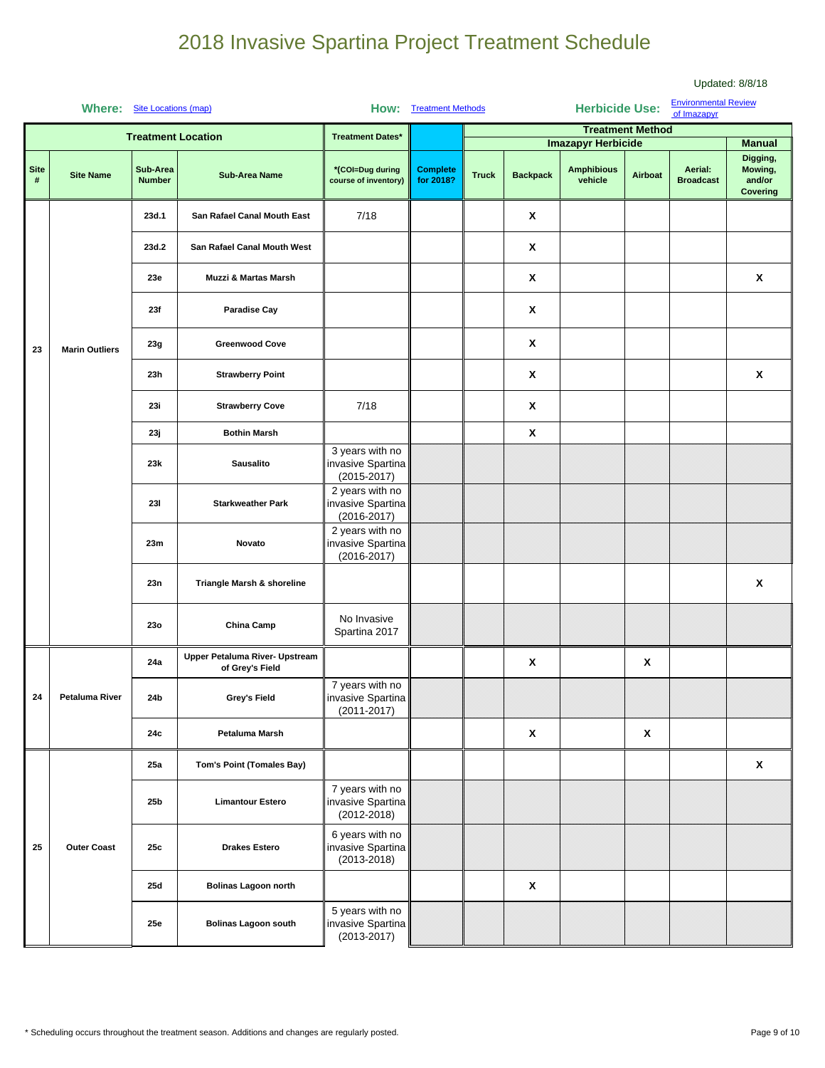# 2018 Invasive Spartina Project Treatment Schedule

Updated: 8/8/18

**Where:** Site Locations (map) **How:** Treatment Methods **Herbicide Use:** Environmental Review of Imazapyr

| Treatment Location | | | | Treatment Dates* | | Treatment Method | | | | | |
|---|---|---|---|---|---|---|---|---|---|---|---|
| | | | | | | Imazapyr Herbicide | | | | | Manual |
| Site # | Site Name | Sub-Area Number | Sub-Area Name | *(COI=Dug during course of inventory) | Complete for 2018? | Truck | Backpack | Amphibious vehicle | Airboat | Aerial: Broadcast | Digging, Mowing, and/or Covering |
| 23 | Marin Outliers | 23d.1 | San Rafael Canal Mouth East | 7/18 | | | X | | | | |
| | | 23d.2 | San Rafael Canal Mouth West | | | | X | | | | |
| | | 23e | Muzzi & Martas Marsh | | | | X | | | | X |
| | | 23f | Paradise Cay | | | | X | | | | |
| | | 23g | Greenwood Cove | | | | X | | | | |
| | | 23h | Strawberry Point | | | | X | | | | X |
| | | 23i | Strawberry Cove | 7/18 | | | X | | | | |
| | | 23j | Bothin Marsh | | | | X | | | | |
| | | 23k | Sausalito | 3 years with no invasive Spartina (2015-2017) | | | | | | | |
| | | 23l | Starkweather Park | 2 years with no invasive Spartina (2016-2017) | | | | | | | |
| | | 23m | Novato | 2 years with no invasive Spartina (2016-2017) | | | | | | | |
| | | 23n | Triangle Marsh & shoreline | | | | | | | | X |
| | | 23o | China Camp | No Invasive Spartina 2017 | | | | | | | |
| 24 | Petaluma River | 24a | Upper Petaluma River- Upstream of Grey's Field | | | | X | | X | | |
| | | 24b | Grey's Field | 7 years with no invasive Spartina (2011-2017) | | | | | | | |
| | | 24c | Petaluma Marsh | | | | X | | X | | |
| 25 | Outer Coast | 25a | Tom's Point (Tomales Bay) | | | | | | | | X |
| | | 25b | Limantour Estero | 7 years with no invasive Spartina (2012-2018) | | | | | | | |
| | | 25c | Drakes Estero | 6 years with no invasive Spartina (2013-2018) | | | | | | | |
| | | 25d | Bolinas Lagoon north | | | | X | | | | |
| | | 25e | Bolinas Lagoon south | 5 years with no invasive Spartina (2013-2017) | | | | | | | |

* Scheduling occurs throughout the treatment season. Additions and changes are regularly posted.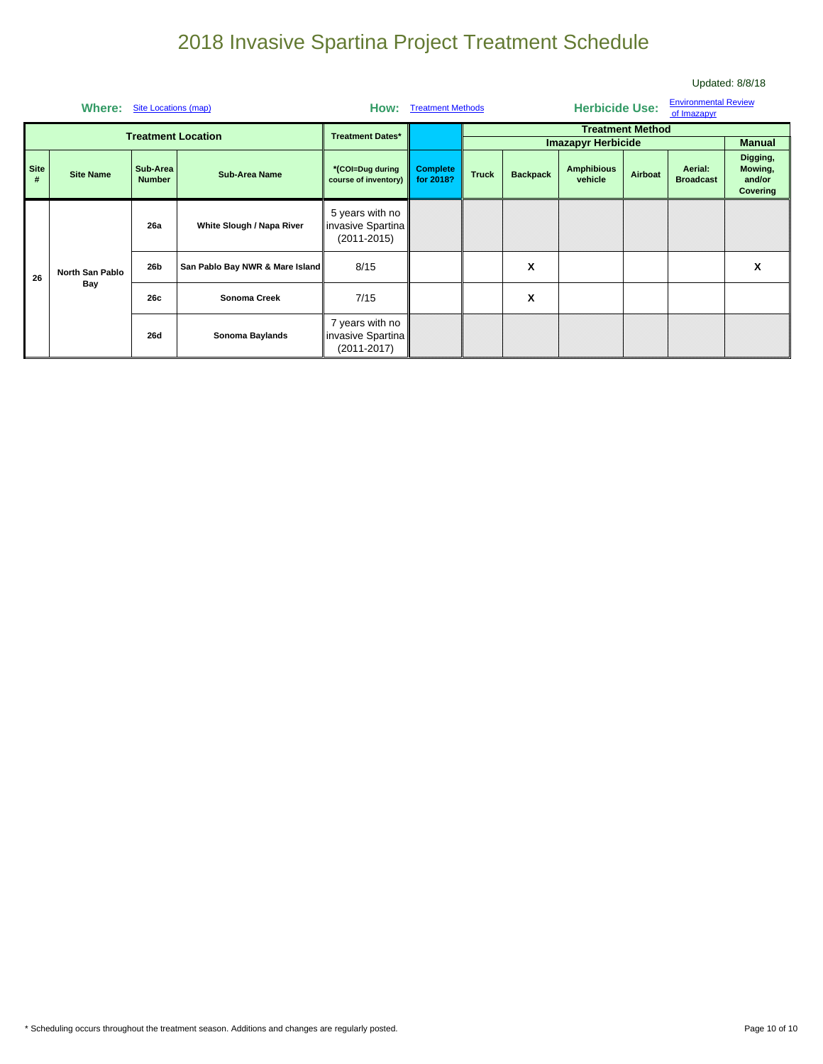# 2018 Invasive Spartina Project Treatment Schedule

Updated: 8/8/18

**Where:** Site Locations (map) **How:** Treatment Methods **Herbicide Use:** Environmental Review of Imazapyr

| Treatment Location | | | | Treatment Dates* | | Treatment Method | | | | | |
|---|---|---|---|---|---|---|---|---|---|---|---|
| | | | | | | Imazapyr Herbicide | | | | | Manual |
| Site # | Site Name | Sub-Area Number | Sub-Area Name | *(COI=Dug during course of inventory) | Complete for 2018? | Truck | Backpack | Amphibious vehicle | Airboat | Aerial: Broadcast | Digging, Mowing, and/or Covering |
| 26 | North San Pablo Bay | 26a | White Slough / Napa River | 5 years with no invasive Spartina (2011-2015) | | | | | | | |
| | | 26b | San Pablo Bay NWR & Mare Island | 8/15 | | | X | | | | X |
| | | 26c | Sonoma Creek | 7/15 | | | X | | | | |
| | | 26d | Sonoma Baylands | 7 years with no invasive Spartina (2011-2017) | | | | | | | |

\* Scheduling occurs throughout the treatment season. Additions and changes are regularly posted.